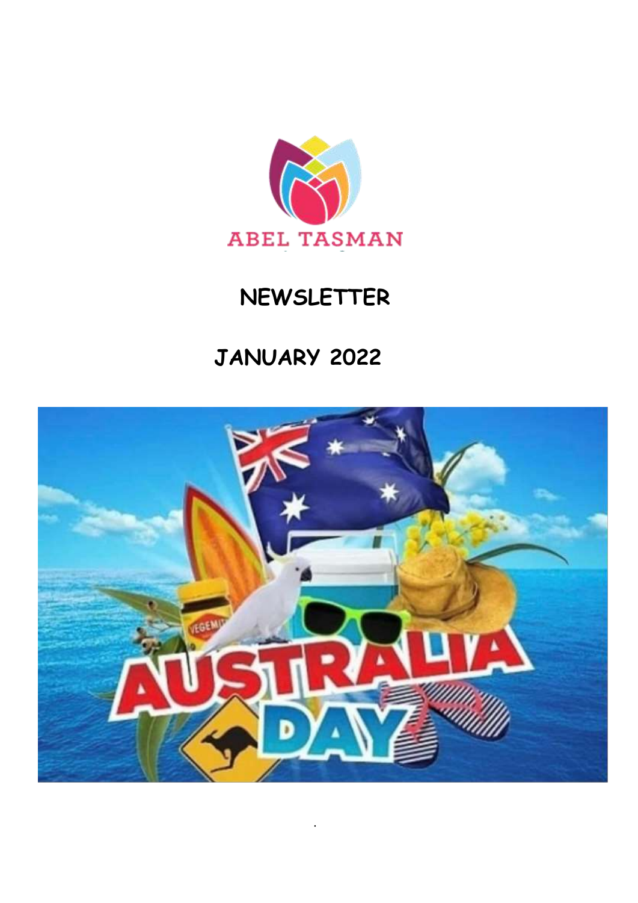ABEL TASMAN

# NEWSLETTER

## JANUARY 2022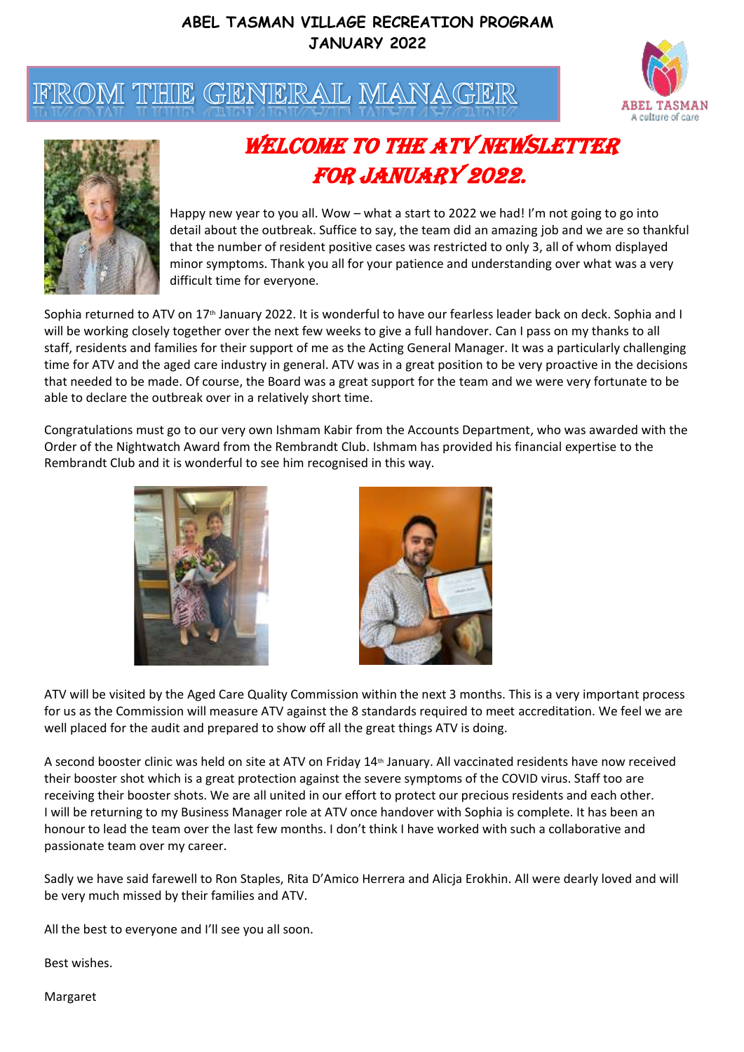ABEL TASMAN VILLAGE RECREATION PROGRAM
JANUARY 2022

# FROM THE GENERAL MANAGER

## WELCOME TO THE ATV NEWSLETTER FOR JANUARY 2022.

Happy new year to you all. Wow – what a start to 2022 we had! I'm not going to go into detail about the outbreak. Suffice to say, the team did an amazing job and we are so thankful that the number of resident positive cases was restricted to only 3, all of whom displayed minor symptoms. Thank you all for your patience and understanding over what was a very difficult time for everyone.

Sophia returned to ATV on 17th January 2022. It is wonderful to have our fearless leader back on deck. Sophia and I will be working closely together over the next few weeks to give a full handover. Can I pass on my thanks to all staff, residents and families for their support of me as the Acting General Manager. It was a particularly challenging time for ATV and the aged care industry in general. ATV was in a great position to be very proactive in the decisions that needed to be made. Of course, the Board was a great support for the team and we were very fortunate to be able to declare the outbreak over in a relatively short time.

Congratulations must go to our very own Ishmam Kabir from the Accounts Department, who was awarded with the Order of the Nightwatch Award from the Rembrandt Club. Ishmam has provided his financial expertise to the Rembrandt Club and it is wonderful to see him recognised in this way.

ATV will be visited by the Aged Care Quality Commission within the next 3 months. This is a very important process for us as the Commission will measure ATV against the 8 standards required to meet accreditation. We feel we are well placed for the audit and prepared to show off all the great things ATV is doing.

A second booster clinic was held on site at ATV on Friday 14th January. All vaccinated residents have now received their booster shot which is a great protection against the severe symptoms of the COVID virus. Staff too are receiving their booster shots. We are all united in our effort to protect our precious residents and each other. I will be returning to my Business Manager role at ATV once handover with Sophia is complete. It has been an honour to lead the team over the last few months. I don't think I have worked with such a collaborative and passionate team over my career.

Sadly we have said farewell to Ron Staples, Rita D'Amico Herrera and Alicja Erokhin. All were dearly loved and will be very much missed by their families and ATV.

All the best to everyone and I'll see you all soon.

Best wishes.

Margaret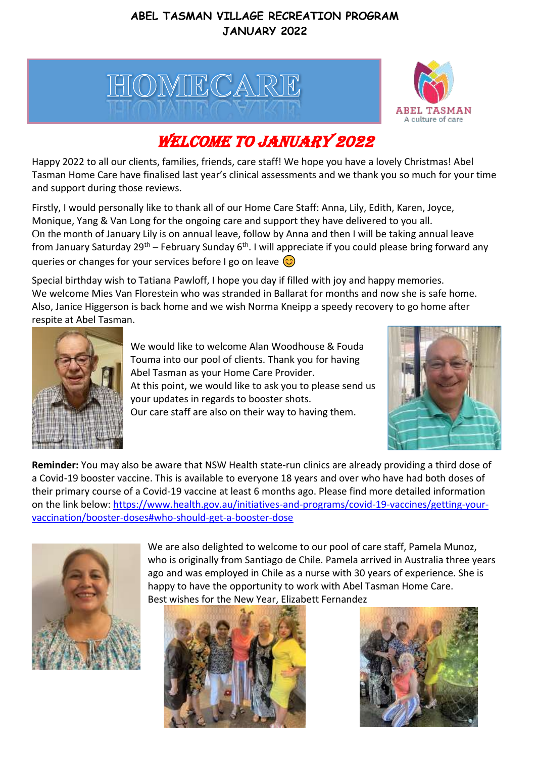**ABEL TASMAN VILLAGE RECREATION PROGRAM**
**JANUARY 2022**

# HOMECARE

ABEL TASMAN
A culture of care

## *WELCOME TO JANUARY 2022*

Happy 2022 to all our clients, families, friends, care staff! We hope you have a lovely Christmas! Abel Tasman Home Care have finalised last year's clinical assessments and we thank you so much for your time and support during those reviews.

Firstly, I would personally like to thank all of our Home Care Staff: Anna, Lily, Edith, Karen, Joyce, Monique, Yang & Van Long for the ongoing care and support they have delivered to you all.
On the month of January Lily is on annual leave, follow by Anna and then I will be taking annual leave from January Saturday 29th – February Sunday 6th. I will appreciate if you could please bring forward any queries or changes for your services before I go on leave 😊

Special birthday wish to Tatiana Pawloff, I hope you day if filled with joy and happy memories.
We welcome Mies Van Florestein who was stranded in Ballarat for months and now she is safe home.
Also, Janice Higgerson is back home and we wish Norma Kneipp a speedy recovery to go home after respite at Abel Tasman.

We would like to welcome Alan Woodhouse & Fouda Touma into our pool of clients. Thank you for having Abel Tasman as your Home Care Provider.
At this point, we would like to ask you to please send us your updates in regards to booster shots.
Our care staff are also on their way to having them.

**Reminder:** You may also be aware that NSW Health state-run clinics are already providing a third dose of a Covid-19 booster vaccine. This is available to everyone 18 years and over who have had both doses of their primary course of a Covid-19 vaccine at least 6 months ago. Please find more detailed information on the link below: https://www.health.gov.au/initiatives-and-programs/covid-19-vaccines/getting-your-vaccination/booster-doses#who-should-get-a-booster-dose

We are also delighted to welcome to our pool of care staff, Pamela Munoz, who is originally from Santiago de Chile. Pamela arrived in Australia three years ago and was employed in Chile as a nurse with 30 years of experience. She is happy to have the opportunity to work with Abel Tasman Home Care.
Best wishes for the New Year, Elizabett Fernandez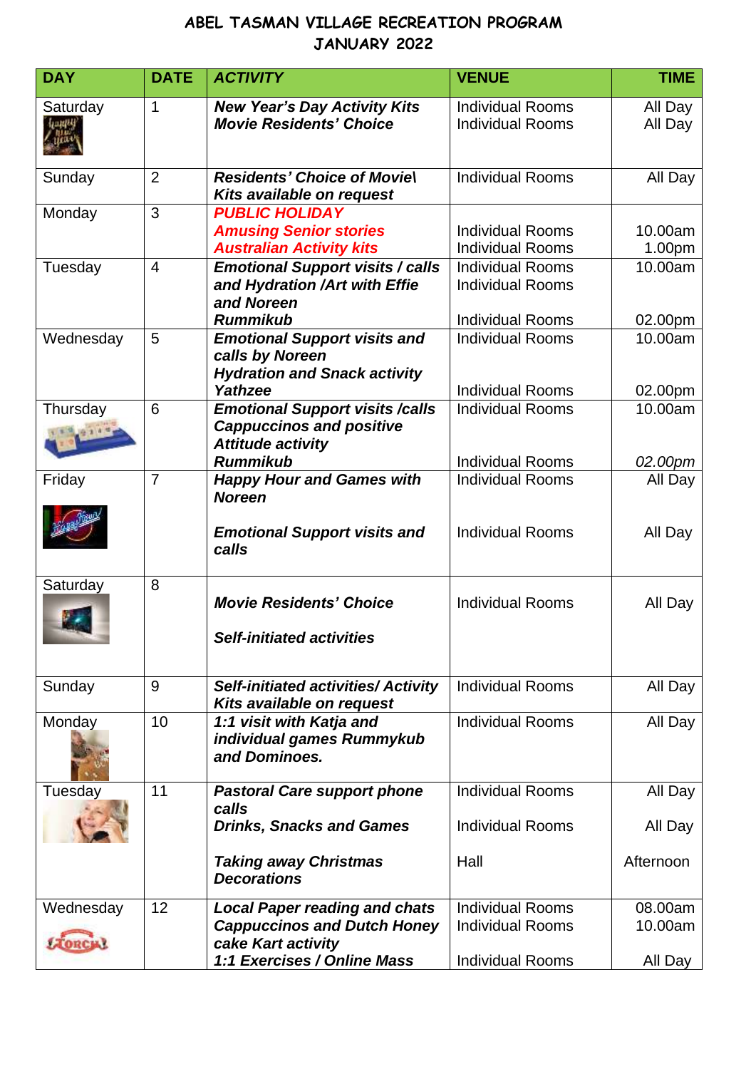# ABEL TASMAN VILLAGE RECREATION PROGRAM
## JANUARY 2022

| DAY | DATE | *ACTIVITY* | VENUE | TIME |
|---|---|---|---|---|
| Saturday | 1 | ***New Year's Day Activity Kits***<br>***Movie Residents' Choice*** | Individual Rooms<br>Individual Rooms | All Day<br>All Day |
| Sunday | 2 | ***Residents' Choice of Movie\ Kits available on request*** | Individual Rooms | All Day |
| Monday | 3 | ***PUBLIC HOLIDAY***<br>***Amusing Senior stories***<br>***Australian Activity kits*** | <br>Individual Rooms<br>Individual Rooms | <br>10.00am<br>1.00pm |
| Tuesday | 4 | ***Emotional Support visits / calls and Hydration /Art with Effie and Noreen***<br>***Rummikub*** | Individual Rooms<br>Individual Rooms<br>Individual Rooms | 10.00am<br><br>02.00pm |
| Wednesday | 5 | ***Emotional Support visits and calls by Noreen***<br>***Hydration and Snack activity***<br>***Yathzee*** | Individual Rooms<br><br>Individual Rooms | 10.00am<br><br>02.00pm |
| Thursday | 6 | ***Emotional Support visits /calls Cappuccinos and positive Attitude activity***<br>***Rummikub*** | Individual Rooms<br><br>Individual Rooms | 10.00am<br><br>*02.00pm* |
| Friday | 7 | ***Happy Hour and Games with Noreen***<br>***Emotional Support visits and calls*** | Individual Rooms<br>Individual Rooms | All Day<br>All Day |
| Saturday | 8 | ***Movie Residents' Choice***<br>***Self-initiated activities*** | Individual Rooms | All Day |
| Sunday | 9 | ***Self-initiated activities/ Activity Kits available on request*** | Individual Rooms | All Day |
| Monday | 10 | ***1:1 visit with Katja and individual games Rummykub and Dominoes.*** | Individual Rooms | All Day |
| Tuesday | 11 | ***Pastoral Care support phone calls***<br>***Drinks, Snacks and Games***<br>***Taking away Christmas Decorations*** | Individual Rooms<br>Individual Rooms<br>Hall | All Day<br>All Day<br>Afternoon |
| Wednesday | 12 | ***Local Paper reading and chats***<br>***Cappuccinos and Dutch Honey cake Kart activity***<br>***1:1 Exercises / Online Mass*** | Individual Rooms<br>Individual Rooms<br>Individual Rooms | 08.00am<br>10.00am<br>All Day |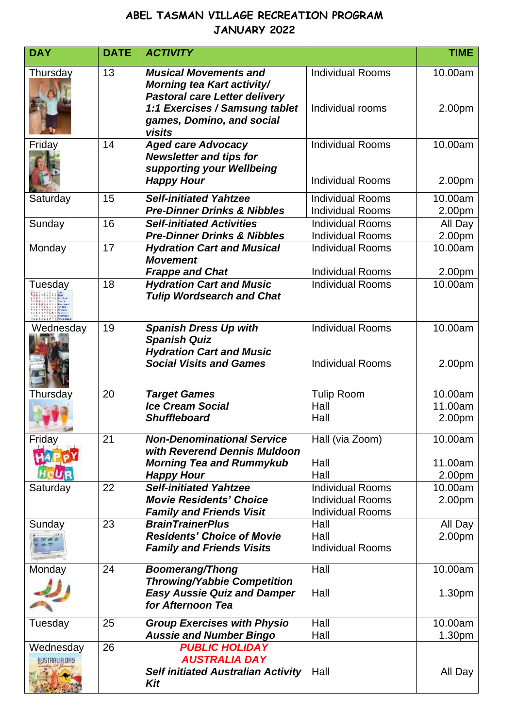# ABEL TASMAN VILLAGE RECREATION PROGRAM
## JANUARY 2022

| DAY | DATE | ACTIVITY | | TIME |
|---|---|---|---|---|
| Thursday | 13 | ***Musical Movements and Morning tea Kart activity/ Pastoral care Letter delivery*** | Individual Rooms | 10.00am |
| | | ***1:1 Exercises / Samsung tablet games, Domino, and social visits*** | Individual rooms | 2.00pm |
| Friday | 14 | ***Aged care Advocacy Newsletter and tips for supporting your Wellbeing*** | Individual Rooms | 10.00am |
| | | ***Happy Hour*** | Individual Rooms | 2.00pm |
| Saturday | 15 | ***Self-initiated Yahtzee*** | Individual Rooms | 10.00am |
| | | ***Pre-Dinner Drinks & Nibbles*** | Individual Rooms | 2.00pm |
| Sunday | 16 | ***Self-initiated Activities*** | Individual Rooms | All Day |
| | | ***Pre-Dinner Drinks & Nibbles*** | Individual Rooms | 2.00pm |
| Monday | 17 | ***Hydration Cart and Musical Movement*** | Individual Rooms | 10.00am |
| | | ***Frappe and Chat*** | Individual Rooms | 2.00pm |
| Tuesday | 18 | ***Hydration Cart and Music Tulip Wordsearch and Chat*** | Individual Rooms | 10.00am |
| Wednesday | 19 | ***Spanish Dress Up with Spanish Quiz Hydration Cart and Music*** | Individual Rooms | 10.00am |
| | | ***Social Visits and Games*** | Individual Rooms | 2.00pm |
| Thursday | 20 | ***Target Games*** | Tulip Room | 10.00am |
| | | ***Ice Cream Social*** | Hall | 11.00am |
| | | ***Shuffleboard*** | Hall | 2.00pm |
| Friday | 21 | ***Non-Denominational Service with Reverend Dennis Muldoon*** | Hall (via Zoom) | 10.00am |
| | | ***Morning Tea and Rummykub*** | Hall | 11.00am |
| | | ***Happy Hour*** | Hall | 2.00pm |
| Saturday | 22 | ***Self-initiated Yahtzee*** | Individual Rooms | 10.00am |
| | | ***Movie Residents' Choice*** | Individual Rooms | 2.00pm |
| | | ***Family and Friends Visit*** | Individual Rooms | |
| Sunday | 23 | ***BrainTrainerPlus*** | Hall | All Day |
| | | ***Residents' Choice of Movie*** | Hall | 2.00pm |
| | | ***Family and Friends Visits*** | Individual Rooms | |
| Monday | 24 | ***Boomerang/Thong Throwing/Yabbie Competition*** | Hall | 10.00am |
| | | ***Easy Aussie Quiz and Damper for Afternoon Tea*** | Hall | 1.30pm |
| Tuesday | 25 | ***Group Exercises with Physio*** | Hall | 10.00am |
| | | ***Aussie and Number Bingo*** | Hall | 1.30pm |
| Wednesday | 26 | ***PUBLIC HOLIDAY AUSTRALIA DAY*** | | |
| | | ***Self initiated Australian Activity Kit*** | Hall | All Day |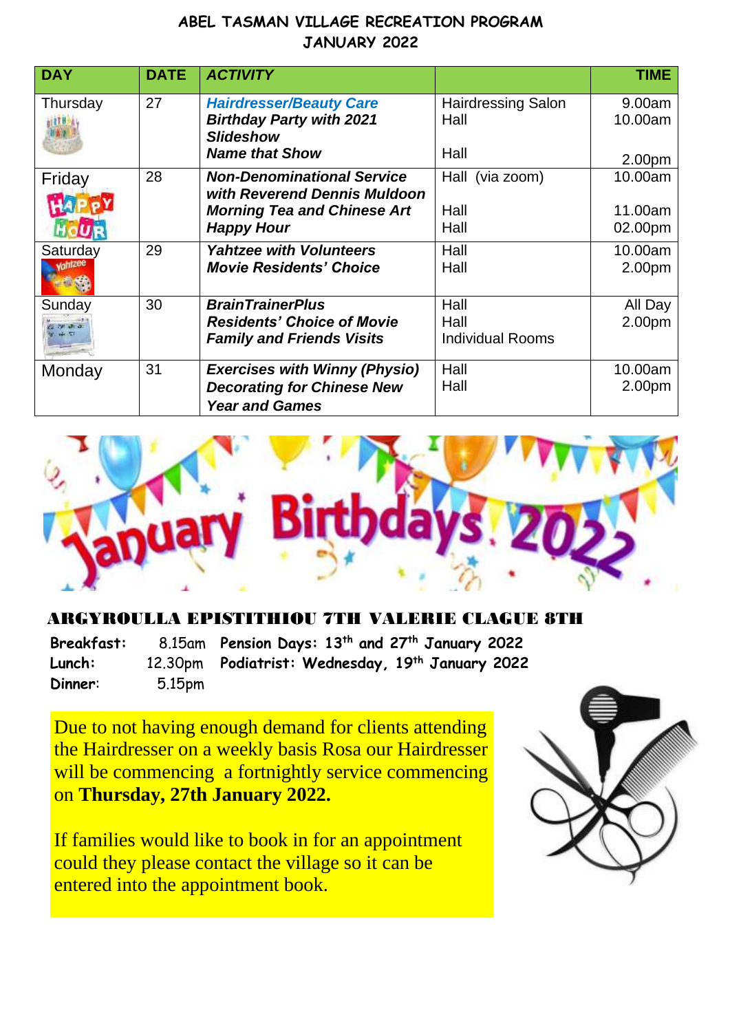# ABEL TASMAN VILLAGE RECREATION PROGRAM
## JANUARY 2022

| DAY | DATE | ACTIVITY | | TIME |
|---|---|---|---|---|
| Thursday | 27 | ***Hairdresser/Beauty Care***<br>***Birthday Party with 2021 Slideshow***<br>***Name that Show*** | Hairdressing Salon<br>Hall<br><br>Hall | 9.00am<br>10.00am<br><br>2.00pm |
| Friday | 28 | ***Non-Denominational Service with Reverend Dennis Muldoon***<br>***Morning Tea and Chinese Art***<br>***Happy Hour*** | Hall (via zoom)<br><br>Hall<br>Hall | 10.00am<br><br>11.00am<br>02.00pm |
| Saturday | 29 | ***Yahtzee with Volunteers***<br>***Movie Residents' Choice*** | Hall<br>Hall | 10.00am<br>2.00pm |
| Sunday | 30 | ***BrainTrainerPlus***<br>***Residents' Choice of Movie***<br>***Family and Friends Visits*** | Hall<br>Hall<br>Individual Rooms | All Day<br>2.00pm |
| Monday | 31 | ***Exercises with Winny (Physio)***<br>***Decorating for Chinese New Year and Games*** | Hall<br>Hall | 10.00am<br>2.00pm |

# January Birthdays 2022

**ARGYROULLA EPISTITHIOU 7TH VALERIE CLAGUE 8TH**

**Breakfast:** 8.15am **Pension Days: 13th and 27th January 2022**
**Lunch:** 12.30pm **Podiatrist: Wednesday, 19th January 2022**
**Dinner:** 5.15pm

Due to not having enough demand for clients attending the Hairdresser on a weekly basis Rosa our Hairdresser will be commencing a fortnightly service commencing on **Thursday, 27th January 2022.**

If families would like to book in for an appointment could they please contact the village so it can be entered into the appointment book.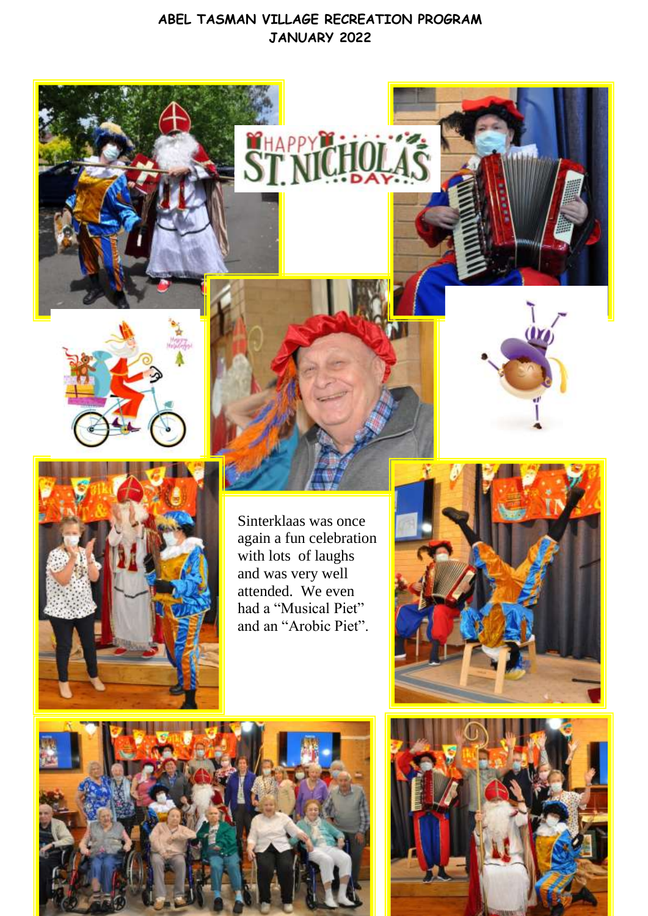**ABEL TASMAN VILLAGE RECREATION PROGRAM**
**JANUARY 2022**

Sinterklaas was once again a fun celebration with lots of laughs and was very well attended. We even had a "Musical Piet" and an "Arobic Piet".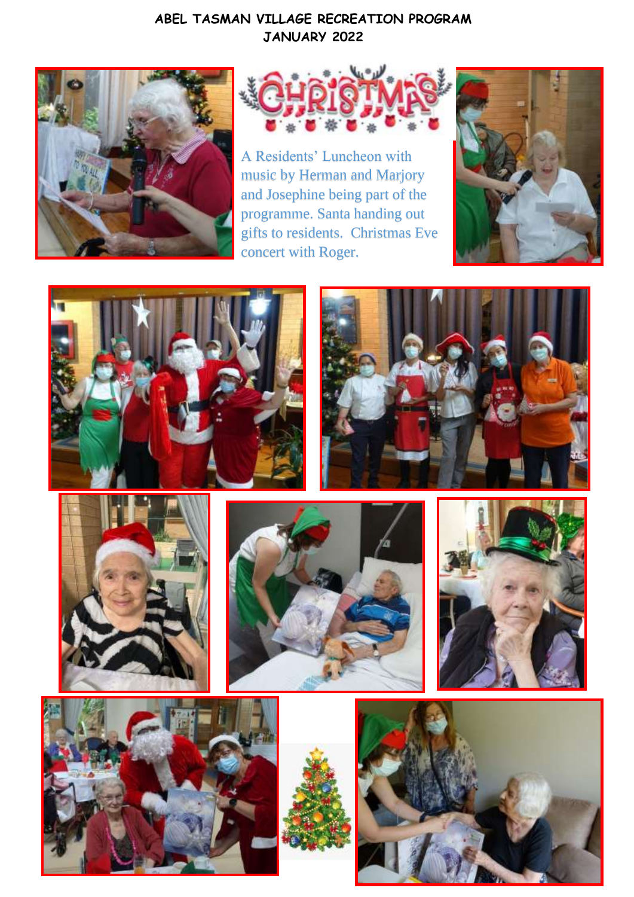# ABEL TASMAN VILLAGE RECREATION PROGRAM
## JANUARY 2022

CHRISTMAS

A Residents' Luncheon with music by Herman and Marjory and Josephine being part of the programme. Santa handing out gifts to residents. Christmas Eve concert with Roger.